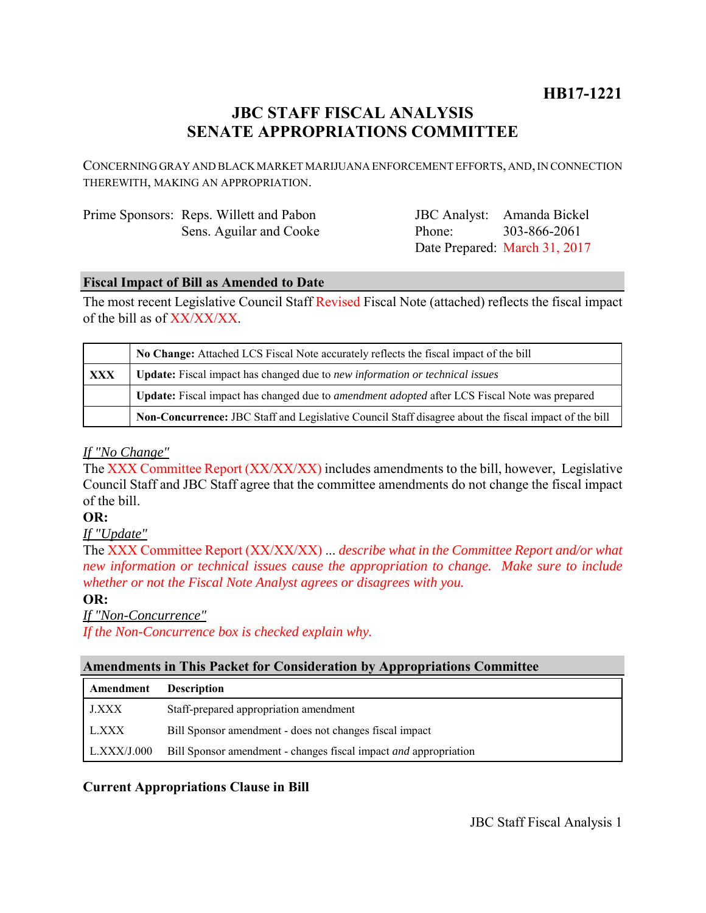**HB17-1221**

# JBC STAFF FISCAL ANALYSIS
# SENATE APPROPRIATIONS COMMITTEE

CONCERNING GRAY AND BLACK MARKET MARIJUANA ENFORCEMENT EFFORTS, AND, IN CONNECTION THEREWITH, MAKING AN APPROPRIATION.

Prime Sponsors: Reps. Willett and Pabon
Sens. Aguilar and Cooke

JBC Analyst: Amanda Bickel
Phone: 303-866-2061
Date Prepared: March 31, 2017

## Fiscal Impact of Bill as Amended to Date

The most recent Legislative Council Staff Revised Fiscal Note (attached) reflects the fiscal impact of the bill as of XX/XX/XX.

| | |
|---|---|
| | **No Change:** Attached LCS Fiscal Note accurately reflects the fiscal impact of the bill |
| **XXX** | **Update:** Fiscal impact has changed due to *new information or technical issues* |
| | **Update:** Fiscal impact has changed due to *amendment adopted* after LCS Fiscal Note was prepared |
| | **Non-Concurrence:** JBC Staff and Legislative Council Staff disagree about the fiscal impact of the bill |

*If "No Change"*
The XXX Committee Report (XX/XX/XX) includes amendments to the bill, however, Legislative Council Staff and JBC Staff agree that the committee amendments do not change the fiscal impact of the bill.

**OR:**

*If "Update"*
The XXX Committee Report (XX/XX/XX) ... *describe what in the Committee Report and/or what new information or technical issues cause the appropriation to change. Make sure to include whether or not the Fiscal Note Analyst agrees or disagrees with you.*

**OR:**

*If "Non-Concurrence"*
*If the Non-Concurrence box is checked explain why.*

## Amendments in This Packet for Consideration by Appropriations Committee

| Amendment | Description |
|---|---|
| J.XXX | Staff-prepared appropriation amendment |
| L.XXX | Bill Sponsor amendment - does not changes fiscal impact |
| L.XXX/J.000 | Bill Sponsor amendment - changes fiscal impact *and* appropriation |

## Current Appropriations Clause in Bill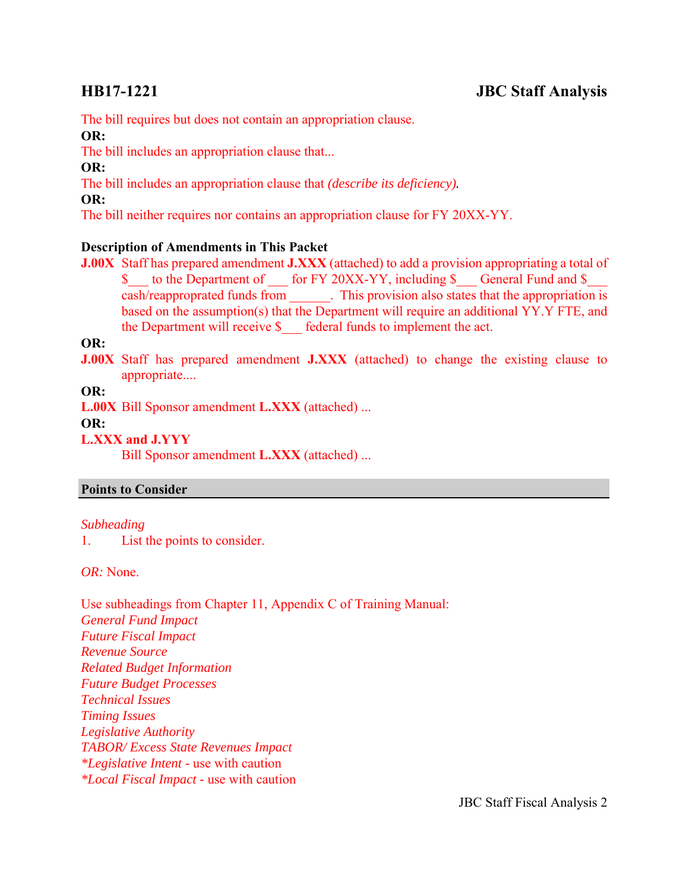**HB17-1221** **JBC Staff Analysis**

The bill requires but does not contain an appropriation clause.

**OR:**

The bill includes an appropriation clause that...

**OR:**

The bill includes an appropriation clause that *(describe its deficiency).*

**OR:**

The bill neither requires nor contains an appropriation clause for FY 20XX-YY.

**Description of Amendments in This Packet**

**J.00X** Staff has prepared amendment **J.XXX** (attached) to add a provision appropriating a total of $___ to the Department of ___ for FY 20XX-YY, including $___ General Fund and $___ cash/reappropriated funds from ______. This provision also states that the appropriation is based on the assumption(s) that the Department will require an additional YY.Y FTE, and the Department will receive $___ federal funds to implement the act.

**OR:**

**J.00X** Staff has prepared amendment **J.XXX** (attached) to change the existing clause to appropriate....

**OR:**

**L.00X** Bill Sponsor amendment **L.XXX** (attached) ...

**OR:**

**L.XXX and J.YYY**

Bill Sponsor amendment **L.XXX** (attached) ...

## Points to Consider

*Subheading*

1. List the points to consider.

*OR:* None.

Use subheadings from Chapter 11, Appendix C of Training Manual:

*General Fund Impact*
*Future Fiscal Impact*
*Revenue Source*
*Related Budget Information*
*Future Budget Processes*
*Technical Issues*
*Timing Issues*
*Legislative Authority*
*TABOR/ Excess State Revenues Impact*
**Legislative Intent* - use with caution
**Local Fiscal Impact* - use with caution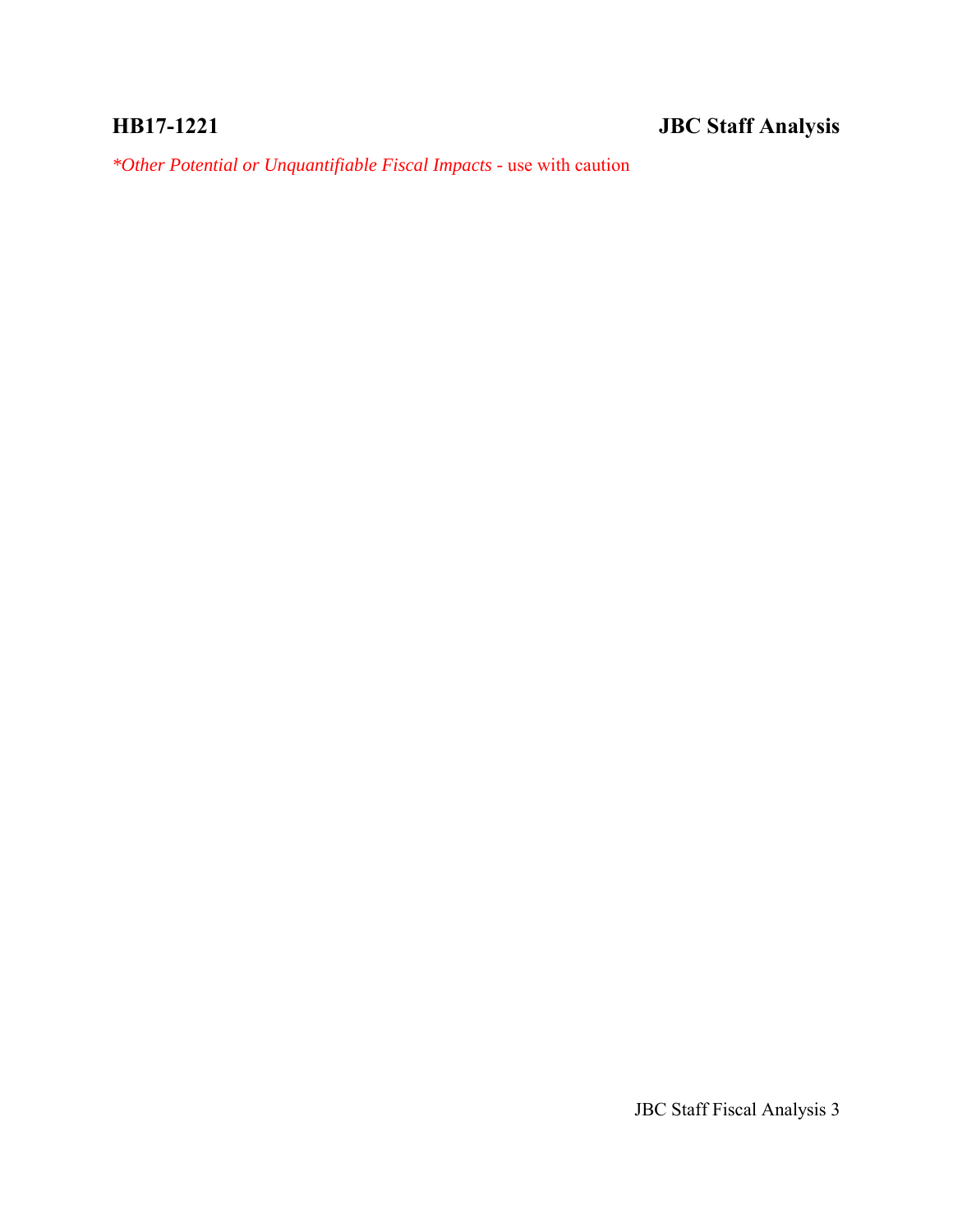*Other Potential or Unquantifiable Fiscal Impacts* - use with caution